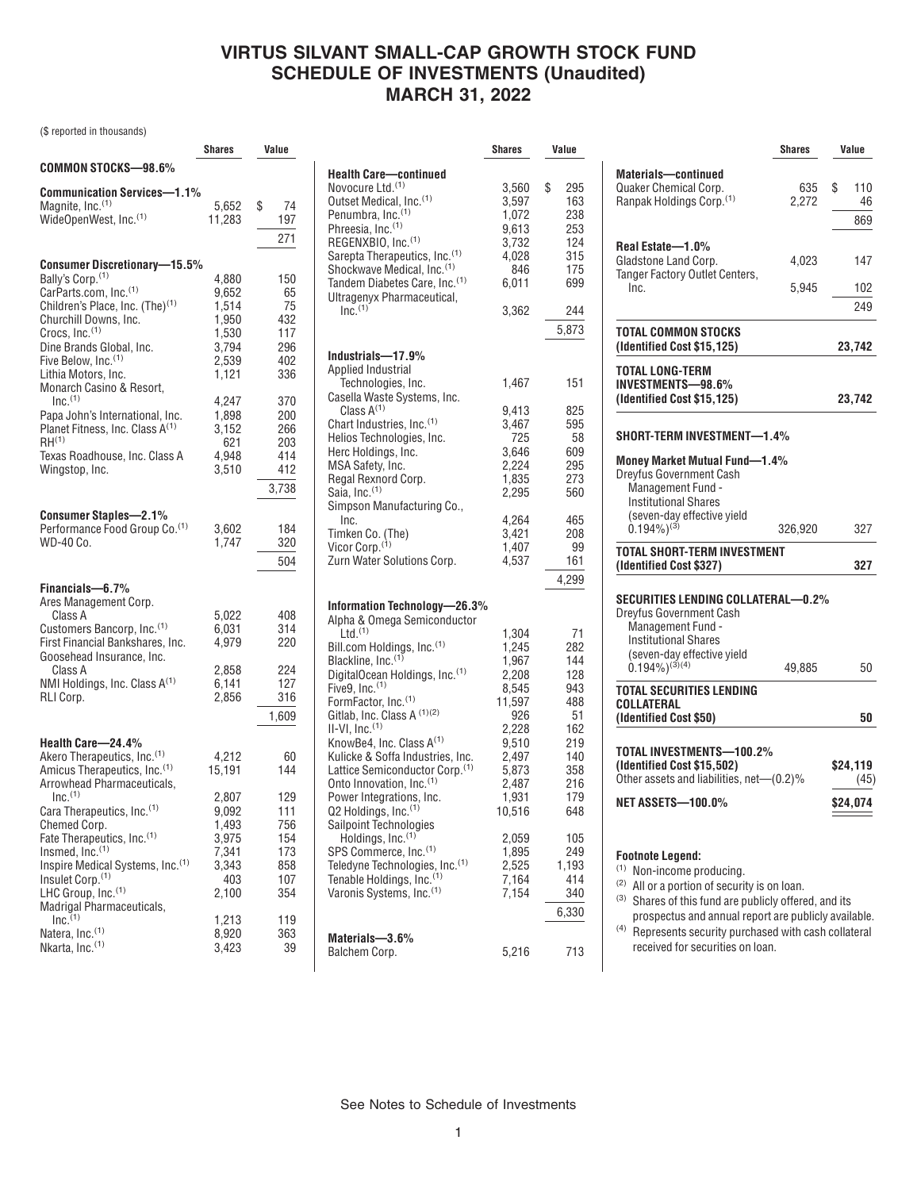# VIRTUS SILVANT SMALL-CAP GROWTH STOCK FUND
# SCHEDULE OF INVESTMENTS (Unaudited)
# MARCH 31, 2022

($ reported in thousands)

| | Shares | Value |
|---|---|---|
| **COMMON STOCKS—98.6%** | | |
| **Communication Services—1.1%** | | |
| Magnite, Inc.(1) | 5,652 | $ 74 |
| WideOpenWest, Inc.(1) | 11,283 | 197 |
| | | 271 |
| **Consumer Discretionary—15.5%** | | |
| Bally's Corp.(1) | 4,880 | 150 |
| CarParts.com, Inc.(1) | 9,652 | 65 |
| Children's Place, Inc. (The)(1) | 1,514 | 75 |
| Churchill Downs, Inc. | 1,950 | 432 |
| Crocs, Inc.(1) | 1,530 | 117 |
| Dine Brands Global, Inc. | 3,794 | 296 |
| Five Below, Inc.(1) | 2,539 | 402 |
| Lithia Motors, Inc. | 1,121 | 336 |
| Monarch Casino & Resort, Inc.(1) | 4,247 | 370 |
| Papa John's International, Inc. | 1,898 | 200 |
| Planet Fitness, Inc. Class A(1) | 3,152 | 266 |
| RH(1) | 621 | 203 |
| Texas Roadhouse, Inc. Class A | 4,948 | 414 |
| Wingstop, Inc. | 3,510 | 412 |
| | | 3,738 |
| **Consumer Staples—2.1%** | | |
| Performance Food Group Co.(1) | 3,602 | 184 |
| WD-40 Co. | 1,747 | 320 |
| | | 504 |
| **Financials—6.7%** | | |
| Ares Management Corp. Class A | 5,022 | 408 |
| Customers Bancorp, Inc.(1) | 6,031 | 314 |
| First Financial Bankshares, Inc. | 4,979 | 220 |
| Goosehead Insurance, Inc. Class A | 2,858 | 224 |
| NMI Holdings, Inc. Class A(1) | 6,141 | 127 |
| RLI Corp. | 2,856 | 316 |
| | | 1,609 |
| **Health Care—24.4%** | | |
| Akero Therapeutics, Inc.(1) | 4,212 | 60 |
| Amicus Therapeutics, Inc.(1) | 15,191 | 144 |
| Arrowhead Pharmaceuticals, Inc.(1) | 2,807 | 129 |
| Cara Therapeutics, Inc.(1) | 9,092 | 111 |
| Chemed Corp. | 1,493 | 756 |
| Fate Therapeutics, Inc.(1) | 3,975 | 154 |
| Insmed, Inc.(1) | 7,341 | 173 |
| Inspire Medical Systems, Inc.(1) | 3,343 | 858 |
| Insulet Corp.(1) | 403 | 107 |
| LHC Group, Inc.(1) | 2,100 | 354 |
| Madrigal Pharmaceuticals, Inc.(1) | 1,213 | 119 |
| Natera, Inc.(1) | 8,920 | 363 |
| Nkarta, Inc.(1) | 3,423 | 39 |
| **Health Care—continued** | | |
| Novocure Ltd.(1) | 3,560 | $ 295 |
| Outset Medical, Inc.(1) | 3,597 | 163 |
| Penumbra, Inc.(1) | 1,072 | 238 |
| Phreesia, Inc.(1) | 9,613 | 253 |
| REGENXBIO, Inc.(1) | 3,732 | 124 |
| Sarepta Therapeutics, Inc.(1) | 4,028 | 315 |
| Shockwave Medical, Inc.(1) | 846 | 175 |
| Tandem Diabetes Care, Inc.(1) | 6,011 | 699 |
| Ultragenyx Pharmaceutical, Inc.(1) | 3,362 | 244 |
| | | 5,873 |
| **Industrials—17.9%** | | |
| Applied Industrial Technologies, Inc. | 1,467 | 151 |
| Casella Waste Systems, Inc. Class A(1) | 9,413 | 825 |
| Chart Industries, Inc.(1) | 3,467 | 595 |
| Helios Technologies, Inc. | 725 | 58 |
| Herc Holdings, Inc. | 3,646 | 609 |
| MSA Safety, Inc. | 2,224 | 295 |
| Regal Rexnord Corp. | 1,835 | 273 |
| Saia, Inc.(1) | 2,295 | 560 |
| Simpson Manufacturing Co., Inc. | 4,264 | 465 |
| Timken Co. (The) | 3,421 | 208 |
| Vicor Corp.(1) | 1,407 | 99 |
| Zurn Water Solutions Corp. | 4,537 | 161 |
| | | 4,299 |
| **Information Technology—26.3%** | | |
| Alpha & Omega Semiconductor Ltd.(1) | 1,304 | 71 |
| Bill.com Holdings, Inc.(1) | 1,245 | 282 |
| Blackline, Inc.(1) | 1,967 | 144 |
| DigitalOcean Holdings, Inc.(1) | 2,208 | 128 |
| Five9, Inc.(1) | 8,545 | 943 |
| FormFactor, Inc.(1) | 11,597 | 488 |
| Gitlab, Inc. Class A (1)(2) | 926 | 51 |
| II-VI, Inc.(1) | 2,228 | 162 |
| KnowBe4, Inc. Class A(1) | 9,510 | 219 |
| Kulicke & Soffa Industries, Inc. | 2,497 | 140 |
| Lattice Semiconductor Corp.(1) | 5,873 | 358 |
| Onto Innovation, Inc.(1) | 2,487 | 216 |
| Power Integrations, Inc. | 1,931 | 179 |
| Q2 Holdings, Inc.(1) | 10,516 | 648 |
| Sailpoint Technologies Holdings, Inc.(1) | 2,059 | 105 |
| SPS Commerce, Inc.(1) | 1,895 | 249 |
| Teledyne Technologies, Inc.(1) | 2,525 | 1,193 |
| Tenable Holdings, Inc.(1) | 7,164 | 414 |
| Varonis Systems, Inc.(1) | 7,154 | 340 |
| | | 6,330 |
| **Materials—3.6%** | | |
| Balchem Corp. | 5,216 | 713 |
| **Materials—continued** | | |
| Quaker Chemical Corp. | 635 | $ 110 |
| Ranpak Holdings Corp.(1) | 2,272 | 46 |
| | | 869 |
| **Real Estate—1.0%** | | |
| Gladstone Land Corp. | 4,023 | 147 |
| Tanger Factory Outlet Centers, Inc. | 5,945 | 102 |
| | | 249 |
| **TOTAL COMMON STOCKS (Identified Cost $15,125)** | | **23,742** |
| **TOTAL LONG-TERM INVESTMENTS—98.6% (Identified Cost $15,125)** | | **23,742** |
| **SHORT-TERM INVESTMENT—1.4%** | | |
| **Money Market Mutual Fund—1.4%** | | |
| Dreyfus Government Cash Management Fund - Institutional Shares (seven-day effective yield 0.194%)(3) | 326,920 | 327 |
| **TOTAL SHORT-TERM INVESTMENT (Identified Cost $327)** | | **327** |
| **SECURITIES LENDING COLLATERAL—0.2%** | | |
| Dreyfus Government Cash Management Fund - Institutional Shares (seven-day effective yield 0.194%)(3)(4) | 49,885 | 50 |
| **TOTAL SECURITIES LENDING COLLATERAL (Identified Cost $50)** | | **50** |
| **TOTAL INVESTMENTS—100.2% (Identified Cost $15,502)** | | **$24,119** |
| Other assets and liabilities, net—(0.2)% | | (45) |
| **NET ASSETS—100.0%** | | **$24,074** |

**Footnote Legend:**

(1) Non-income producing.

(2) All or a portion of security is on loan.

(3) Shares of this fund are publicly offered, and its prospectus and annual report are publicly available.

(4) Represents security purchased with cash collateral received for securities on loan.

See Notes to Schedule of Investments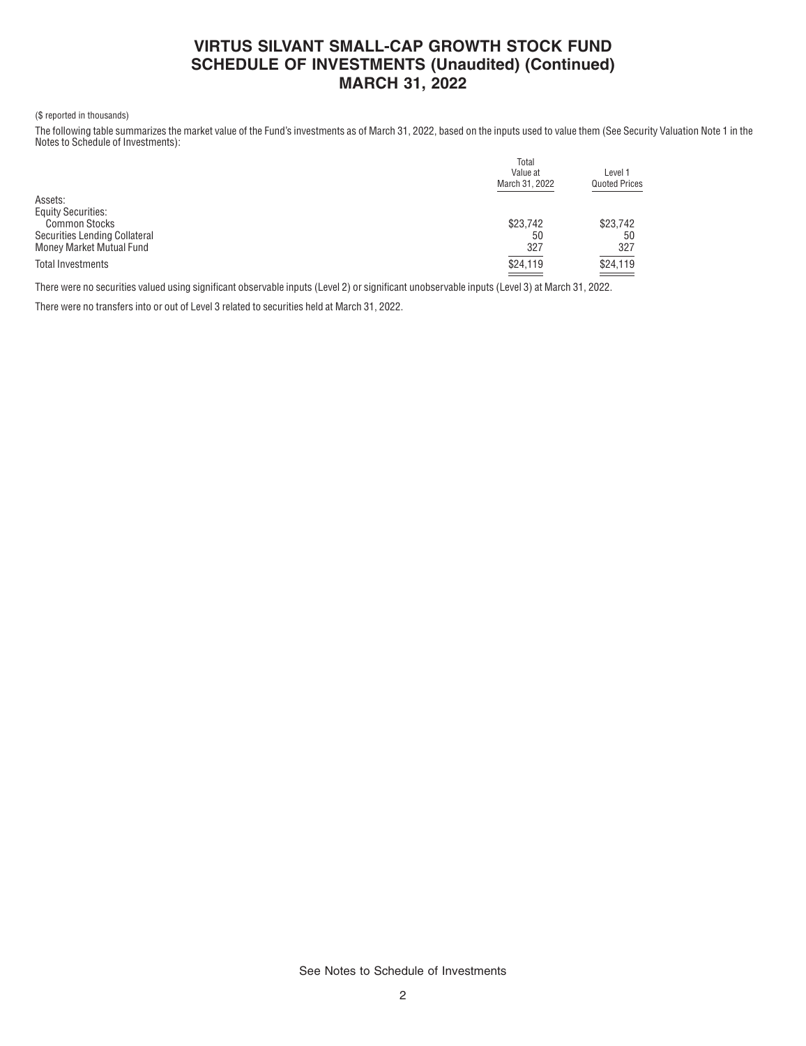# VIRTUS SILVANT SMALL-CAP GROWTH STOCK FUND
## SCHEDULE OF INVESTMENTS (Unaudited) (Continued)
## MARCH 31, 2022

($ reported in thousands)

The following table summarizes the market value of the Fund's investments as of March 31, 2022, based on the inputs used to value them (See Security Valuation Note 1 in the Notes to Schedule of Investments):

| | Total Value at March 31, 2022 | Level 1 Quoted Prices |
|---|---|---|
| Assets: | | |
| Equity Securities: | | |
| Common Stocks | $23,742 | $23,742 |
| Securities Lending Collateral | 50 | 50 |
| Money Market Mutual Fund | 327 | 327 |
| Total Investments | $24,119 | $24,119 |

There were no securities valued using significant observable inputs (Level 2) or significant unobservable inputs (Level 3) at March 31, 2022.

There were no transfers into or out of Level 3 related to securities held at March 31, 2022.

See Notes to Schedule of Investments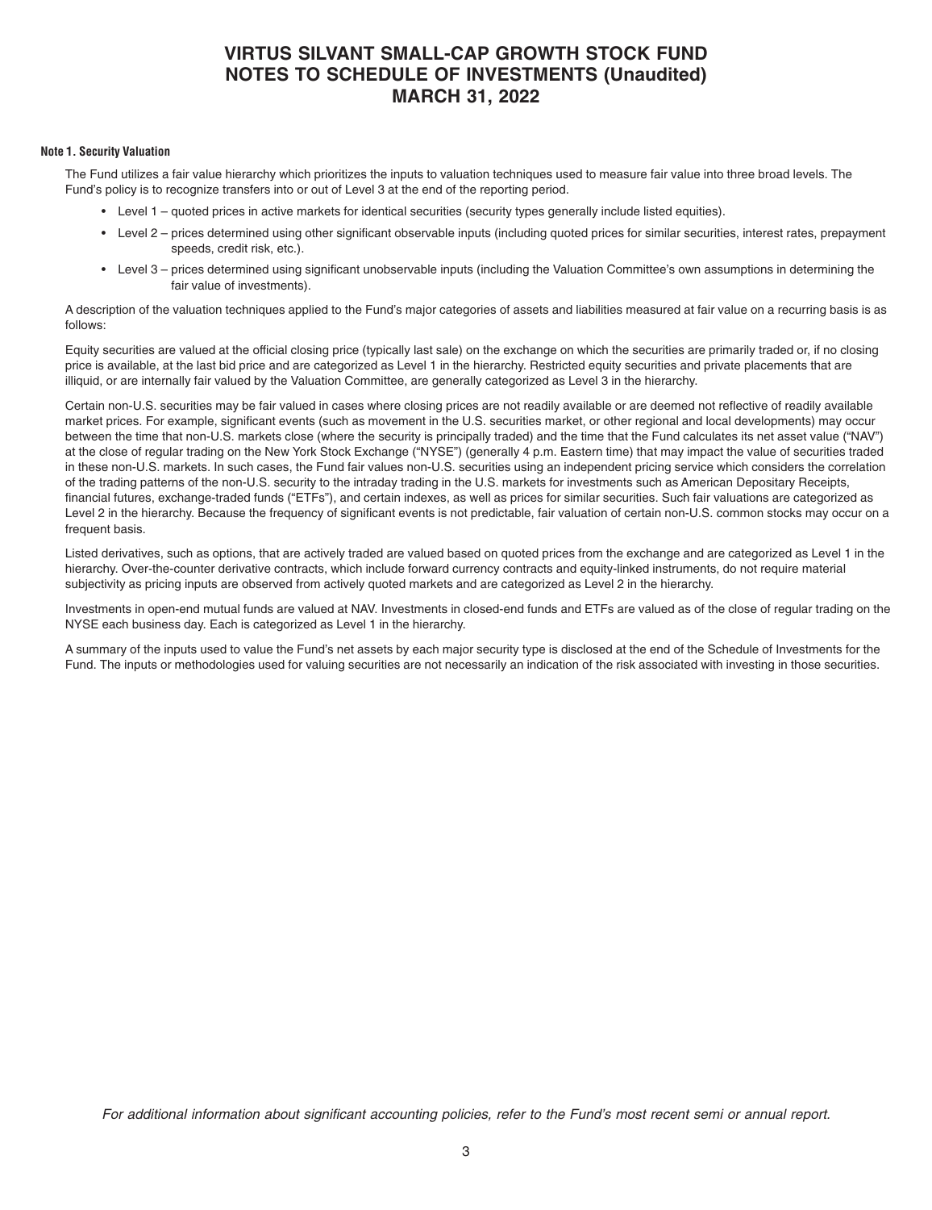# VIRTUS SILVANT SMALL-CAP GROWTH STOCK FUND
## NOTES TO SCHEDULE OF INVESTMENTS (Unaudited)
## MARCH 31, 2022

**Note 1. Security Valuation**

The Fund utilizes a fair value hierarchy which prioritizes the inputs to valuation techniques used to measure fair value into three broad levels. The Fund's policy is to recognize transfers into or out of Level 3 at the end of the reporting period.

- Level 1 – quoted prices in active markets for identical securities (security types generally include listed equities).
- Level 2 – prices determined using other significant observable inputs (including quoted prices for similar securities, interest rates, prepayment speeds, credit risk, etc.).
- Level 3 – prices determined using significant unobservable inputs (including the Valuation Committee's own assumptions in determining the fair value of investments).

A description of the valuation techniques applied to the Fund's major categories of assets and liabilities measured at fair value on a recurring basis is as follows:

Equity securities are valued at the official closing price (typically last sale) on the exchange on which the securities are primarily traded or, if no closing price is available, at the last bid price and are categorized as Level 1 in the hierarchy. Restricted equity securities and private placements that are illiquid, or are internally fair valued by the Valuation Committee, are generally categorized as Level 3 in the hierarchy.

Certain non-U.S. securities may be fair valued in cases where closing prices are not readily available or are deemed not reflective of readily available market prices. For example, significant events (such as movement in the U.S. securities market, or other regional and local developments) may occur between the time that non-U.S. markets close (where the security is principally traded) and the time that the Fund calculates its net asset value ("NAV") at the close of regular trading on the New York Stock Exchange ("NYSE") (generally 4 p.m. Eastern time) that may impact the value of securities traded in these non-U.S. markets. In such cases, the Fund fair values non-U.S. securities using an independent pricing service which considers the correlation of the trading patterns of the non-U.S. security to the intraday trading in the U.S. markets for investments such as American Depositary Receipts, financial futures, exchange-traded funds ("ETFs"), and certain indexes, as well as prices for similar securities. Such fair valuations are categorized as Level 2 in the hierarchy. Because the frequency of significant events is not predictable, fair valuation of certain non-U.S. common stocks may occur on a frequent basis.

Listed derivatives, such as options, that are actively traded are valued based on quoted prices from the exchange and are categorized as Level 1 in the hierarchy. Over-the-counter derivative contracts, which include forward currency contracts and equity-linked instruments, do not require material subjectivity as pricing inputs are observed from actively quoted markets and are categorized as Level 2 in the hierarchy.

Investments in open-end mutual funds are valued at NAV. Investments in closed-end funds and ETFs are valued as of the close of regular trading on the NYSE each business day. Each is categorized as Level 1 in the hierarchy.

A summary of the inputs used to value the Fund's net assets by each major security type is disclosed at the end of the Schedule of Investments for the Fund. The inputs or methodologies used for valuing securities are not necessarily an indication of the risk associated with investing in those securities.

*For additional information about significant accounting policies, refer to the Fund's most recent semi or annual report.*